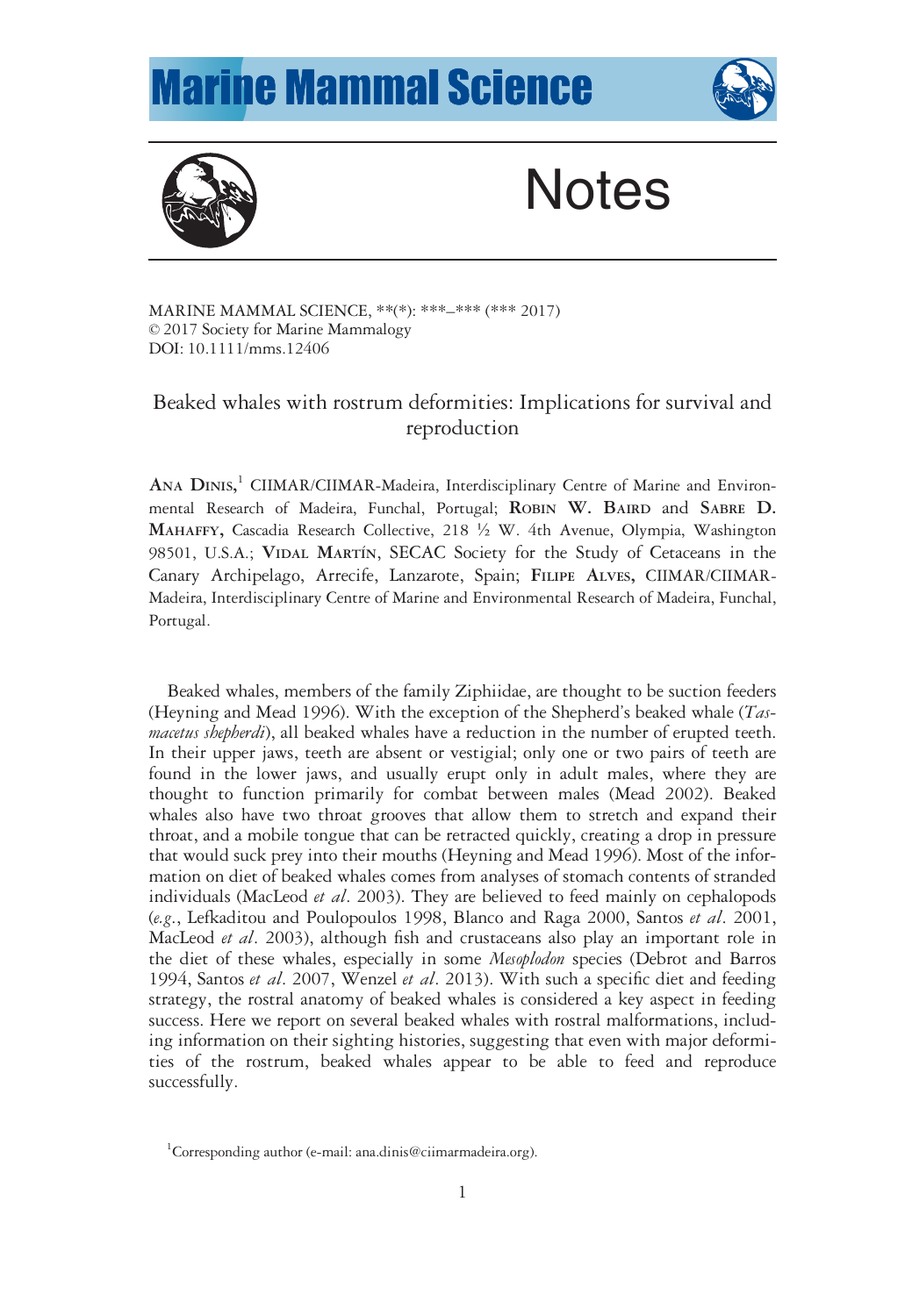# Notes

MARINE MAMMAL SCIENCE, \*\*(\*): \*\*\*–\*\*\* (\*\*\* 2017)
© 2017 Society for Marine Mammalogy
DOI: 10.1111/mms.12406

## Beaked whales with rostrum deformities: Implications for survival and reproduction

**Ana Dinis**,[1] CIIMAR/CIIMAR-Madeira, Interdisciplinary Centre of Marine and Environmental Research of Madeira, Funchal, Portugal; **Robin W. Baird** and **Sabre D. Mahaffy**, Cascadia Research Collective, 218 ½ W. 4th Avenue, Olympia, Washington 98501, U.S.A.; **Vidal Martín**, SECAC Society for the Study of Cetaceans in the Canary Archipelago, Arrecife, Lanzarote, Spain; **Filipe Alves**, CIIMAR/CIIMAR-Madeira, Interdisciplinary Centre of Marine and Environmental Research of Madeira, Funchal, Portugal.

Beaked whales, members of the family Ziphiidae, are thought to be suction feeders (Heyning and Mead 1996). With the exception of the Shepherd's beaked whale (*Tasmacetus shepherdi*), all beaked whales have a reduction in the number of erupted teeth. In their upper jaws, teeth are absent or vestigial; only one or two pairs of teeth are found in the lower jaws, and usually erupt only in adult males, where they are thought to function primarily for combat between males (Mead 2002). Beaked whales also have two throat grooves that allow them to stretch and expand their throat, and a mobile tongue that can be retracted quickly, creating a drop in pressure that would suck prey into their mouths (Heyning and Mead 1996). Most of the information on diet of beaked whales comes from analyses of stomach contents of stranded individuals (MacLeod *et al*. 2003). They are believed to feed mainly on cephalopods (*e.g.*, Lefkaditou and Poulopoulos 1998, Blanco and Raga 2000, Santos *et al*. 2001, MacLeod *et al*. 2003), although fish and crustaceans also play an important role in the diet of these whales, especially in some *Mesoplodon* species (Debrot and Barros 1994, Santos *et al*. 2007, Wenzel *et al*. 2013). With such a specific diet and feeding strategy, the rostral anatomy of beaked whales is considered a key aspect in feeding success. Here we report on several beaked whales with rostral malformations, including information on their sighting histories, suggesting that even with major deformities of the rostrum, beaked whales appear to be able to feed and reproduce successfully.

[1]Corresponding author (e-mail: ana.dinis@ciimarmadeira.org).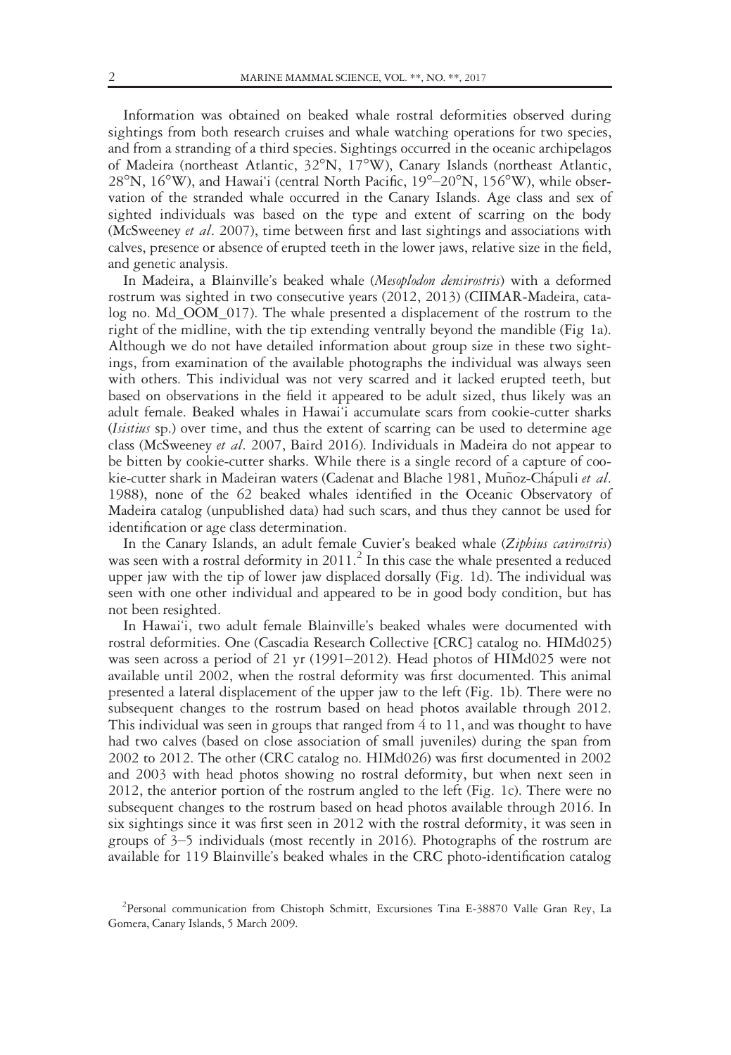Information was obtained on beaked whale rostral deformities observed during sightings from both research cruises and whale watching operations for two species, and from a stranding of a third species. Sightings occurred in the oceanic archipelagos of Madeira (northeast Atlantic, 32°N, 17°W), Canary Islands (northeast Atlantic, 28°N, 16°W), and Hawai'i (central North Pacific, 19°–20°N, 156°W), while observation of the stranded whale occurred in the Canary Islands. Age class and sex of sighted individuals was based on the type and extent of scarring on the body (McSweeney *et al*. 2007), time between first and last sightings and associations with calves, presence or absence of erupted teeth in the lower jaws, relative size in the field, and genetic analysis.

In Madeira, a Blainville's beaked whale (*Mesoplodon densirostris*) with a deformed rostrum was sighted in two consecutive years (2012, 2013) (CIIMAR-Madeira, catalog no. Md_OOM_017). The whale presented a displacement of the rostrum to the right of the midline, with the tip extending ventrally beyond the mandible (Fig 1a). Although we do not have detailed information about group size in these two sightings, from examination of the available photographs the individual was always seen with others. This individual was not very scarred and it lacked erupted teeth, but based on observations in the field it appeared to be adult sized, thus likely was an adult female. Beaked whales in Hawai'i accumulate scars from cookie-cutter sharks (*Isistius* sp.) over time, and thus the extent of scarring can be used to determine age class (McSweeney *et al*. 2007, Baird 2016). Individuals in Madeira do not appear to be bitten by cookie-cutter sharks. While there is a single record of a capture of cookie-cutter shark in Madeiran waters (Cadenat and Blache 1981, Muñoz-Chápuli *et al*. 1988), none of the 62 beaked whales identified in the Oceanic Observatory of Madeira catalog (unpublished data) had such scars, and thus they cannot be used for identification or age class determination.

In the Canary Islands, an adult female Cuvier's beaked whale (*Ziphius cavirostris*) was seen with a rostral deformity in 2011.[2] In this case the whale presented a reduced upper jaw with the tip of lower jaw displaced dorsally (Fig. 1d). The individual was seen with one other individual and appeared to be in good body condition, but has not been resighted.

In Hawai'i, two adult female Blainville's beaked whales were documented with rostral deformities. One (Cascadia Research Collective [CRC] catalog no. HIMd025) was seen across a period of 21 yr (1991–2012). Head photos of HIMd025 were not available until 2002, when the rostral deformity was first documented. This animal presented a lateral displacement of the upper jaw to the left (Fig. 1b). There were no subsequent changes to the rostrum based on head photos available through 2012. This individual was seen in groups that ranged from 4 to 11, and was thought to have had two calves (based on close association of small juveniles) during the span from 2002 to 2012. The other (CRC catalog no. HIMd026) was first documented in 2002 and 2003 with head photos showing no rostral deformity, but when next seen in 2012, the anterior portion of the rostrum angled to the left (Fig. 1c). There were no subsequent changes to the rostrum based on head photos available through 2016. In six sightings since it was first seen in 2012 with the rostral deformity, it was seen in groups of 3–5 individuals (most recently in 2016). Photographs of the rostrum are available for 119 Blainville's beaked whales in the CRC photo-identification catalog

[2]Personal communication from Chistoph Schmitt, Excursiones Tina E-38870 Valle Gran Rey, La Gomera, Canary Islands, 5 March 2009.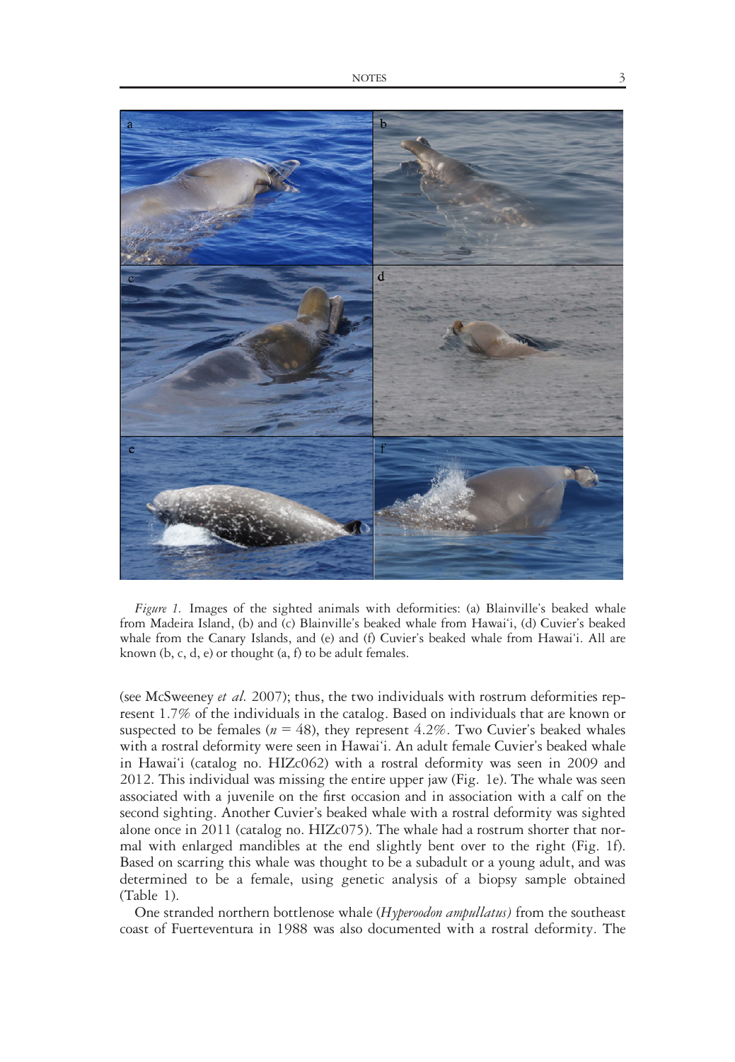*Figure 1.* Images of the sighted animals with deformities: (a) Blainville's beaked whale from Madeira Island, (b) and (c) Blainville's beaked whale from Hawai'i, (d) Cuvier's beaked whale from the Canary Islands, and (e) and (f) Cuvier's beaked whale from Hawai'i. All are known (b, c, d, e) or thought (a, f) to be adult females.

(see McSweeney *et al.* 2007); thus, the two individuals with rostrum deformities represent 1.7% of the individuals in the catalog. Based on individuals that are known or suspected to be females ($n$ = 48), they represent 4.2%. Two Cuvier's beaked whales with a rostral deformity were seen in Hawai'i. An adult female Cuvier's beaked whale in Hawai'i (catalog no. HIZc062) with a rostral deformity was seen in 2009 and 2012. This individual was missing the entire upper jaw (Fig. 1e). The whale was seen associated with a juvenile on the first occasion and in association with a calf on the second sighting. Another Cuvier's beaked whale with a rostral deformity was sighted alone once in 2011 (catalog no. HIZc075). The whale had a rostrum shorter that normal with enlarged mandibles at the end slightly bent over to the right (Fig. 1f). Based on scarring this whale was thought to be a subadult or a young adult, and was determined to be a female, using genetic analysis of a biopsy sample obtained (Table 1).

One stranded northern bottlenose whale (*Hyperoodon ampullatus*) from the southeast coast of Fuerteventura in 1988 was also documented with a rostral deformity. The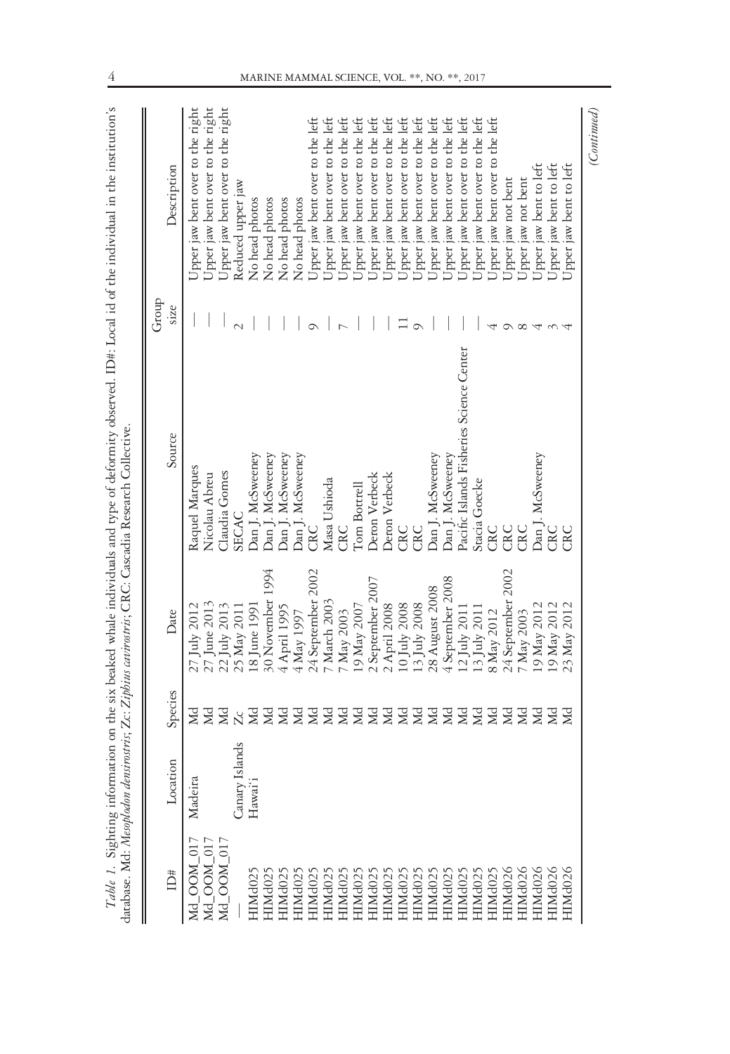*Table 1.* Sighting information on the six beaked whale individuals and type of deformity observed. ID#: Local id of the individual in the institution's database. Md: *Mesoplodon densirostris*; Zc: *Ziphius cavirostris*; CRC: Cascadia Research Collective.

| ID# | Location | Species | Date | Source | Group size | Description |
|---|---|---|---|---|---|---|
| Md_OOM_017 | Madeira | Md | 27 July 2012 | Raquel Marques | — | Upper jaw bent over to the right |
| Md_OOM_017 | | Md | 27 June 2013 | Nicolau Abreu | — | Upper jaw bent over to the right |
| Md_OOM_017 | | Md | 22 July 2013 | Claudia Gomes | — | Upper jaw bent over to the right |
| — | Canary Islands | Zc | 25 May 2011 | SECAC | 2 | Reduced upper jaw |
| HIMd025 | Hawai'i | Md | 18 June 1991 | Dan J. McSweeney | — | No head photos |
| HIMd025 | | Md | 30 November 1994 | Dan J. McSweeney | — | No head photos |
| HIMd025 | | Md | 4 April 1995 | Dan J. McSweeney | — | No head photos |
| HIMd025 | | Md | 4 May 1997 | Dan J. McSweeney | — | No head photos |
| HIMd025 | | Md | 24 September 2002 | CRC | 9 | Upper jaw bent over to the left |
| HIMd025 | | Md | 7 March 2003 | Masa Ushioda | — | Upper jaw bent over to the left |
| HIMd025 | | Md | 7 May 2003 | CRC | 7 | Upper jaw bent over to the left |
| HIMd025 | | Md | 19 May 2007 | Tom Bottrell | — | Upper jaw bent over to the left |
| HIMd025 | | Md | 2 September 2007 | Deron Verbeck | — | Upper jaw bent over to the left |
| HIMd025 | | Md | 2 April 2008 | Deron Verbeck | — | Upper jaw bent over to the left |
| HIMd025 | | Md | 10 July 2008 | CRC | 11 | Upper jaw bent over to the left |
| HIMd025 | | Md | 13 July 2008 | CRC | 9 | Upper jaw bent over to the left |
| HIMd025 | | Md | 28 August 2008 | Dan J. McSweeney | — | Upper jaw bent over to the left |
| HIMd025 | | Md | 4 September 2008 | Dan J. McSweeney | — | Upper jaw bent over to the left |
| HIMd025 | | Md | 12 July 2011 | Pacific Islands Fisheries Science Center | — | Upper jaw bent over to the left |
| HIMd025 | | Md | 13 July 2011 | Stacia Goecke | — | Upper jaw bent over to the left |
| HIMd025 | | Md | 8 May 2012 | CRC | 4 | Upper jaw bent over to the left |
| HIMd026 | | Md | 24 September 2002 | CRC | 9 | Upper jaw not bent |
| HIMd026 | | Md | 7 May 2003 | CRC | 8 | Upper jaw not bent |
| HIMd026 | | Md | 19 May 2012 | Dan J. McSweeney | 4 | Upper jaw bent to left |
| HIMd026 | | Md | 19 May 2012 | CRC | 3 | Upper jaw bent to left |
| HIMd026 | | Md | 23 May 2012 | CRC | 4 | Upper jaw bent to left |

(*Continued*)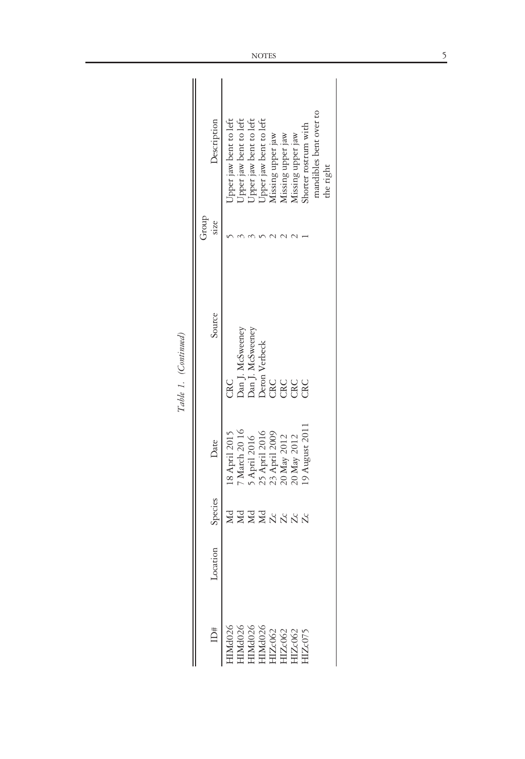Table 1. *(Continued)*

| ID# | Location | Species | Date | Source | Group size | Description |
|---|---|---|---|---|---|---|
| HIMd026 | | Md | 18 April 2015 | CRC | 5 | Upper jaw bent to left |
| HIMd026 | | Md | 7 March 2016 | Dan J. McSweeney | 3 | Upper jaw bent to left |
| HIMd026 | | Md | 5 April 2016 | Dan J. McSweeney | 3 | Upper jaw bent to left |
| HIMd026 | | Md | 25 April 2016 | Deron Verbeck | 5 | Upper jaw bent to left |
| HIZc062 | | Zc | 23 April 2009 | CRC | 2 | Missing upper jaw |
| HIZc062 | | Zc | 20 May 2012 | CRC | 2 | Missing upper jaw |
| HIZc062 | | Zc | 20 May 2012 | CRC | 2 | Missing upper jaw |
| HIZc075 | | Zc | 19 August 2011 | CRC | 1 | Shorter rostrum with mandibles bent over to the right |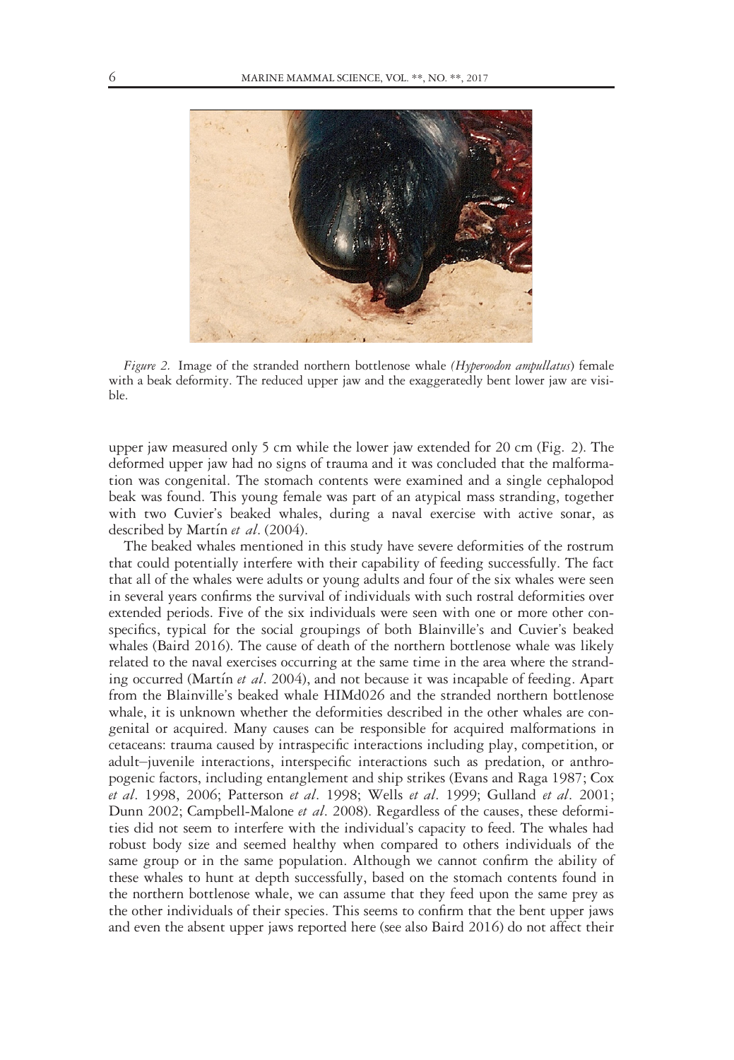*Figure 2.* Image of the stranded northern bottlenose whale *(Hyperoodon ampullatus)* female with a beak deformity. The reduced upper jaw and the exaggeratedly bent lower jaw are visible.

upper jaw measured only 5 cm while the lower jaw extended for 20 cm (Fig. 2). The deformed upper jaw had no signs of trauma and it was concluded that the malformation was congenital. The stomach contents were examined and a single cephalopod beak was found. This young female was part of an atypical mass stranding, together with two Cuvier's beaked whales, during a naval exercise with active sonar, as described by Martín *et al*. (2004).

The beaked whales mentioned in this study have severe deformities of the rostrum that could potentially interfere with their capability of feeding successfully. The fact that all of the whales were adults or young adults and four of the six whales were seen in several years confirms the survival of individuals with such rostral deformities over extended periods. Five of the six individuals were seen with one or more other conspecifics, typical for the social groupings of both Blainville's and Cuvier's beaked whales (Baird 2016). The cause of death of the northern bottlenose whale was likely related to the naval exercises occurring at the same time in the area where the stranding occurred (Martín *et al*. 2004), and not because it was incapable of feeding. Apart from the Blainville's beaked whale HIMd026 and the stranded northern bottlenose whale, it is unknown whether the deformities described in the other whales are congenital or acquired. Many causes can be responsible for acquired malformations in cetaceans: trauma caused by intraspecific interactions including play, competition, or adult–juvenile interactions, interspecific interactions such as predation, or anthropogenic factors, including entanglement and ship strikes (Evans and Raga 1987; Cox *et al*. 1998, 2006; Patterson *et al*. 1998; Wells *et al*. 1999; Gulland *et al*. 2001; Dunn 2002; Campbell-Malone *et al*. 2008). Regardless of the causes, these deformities did not seem to interfere with the individual's capacity to feed. The whales had robust body size and seemed healthy when compared to others individuals of the same group or in the same population. Although we cannot confirm the ability of these whales to hunt at depth successfully, based on the stomach contents found in the northern bottlenose whale, we can assume that they feed upon the same prey as the other individuals of their species. This seems to confirm that the bent upper jaws and even the absent upper jaws reported here (see also Baird 2016) do not affect their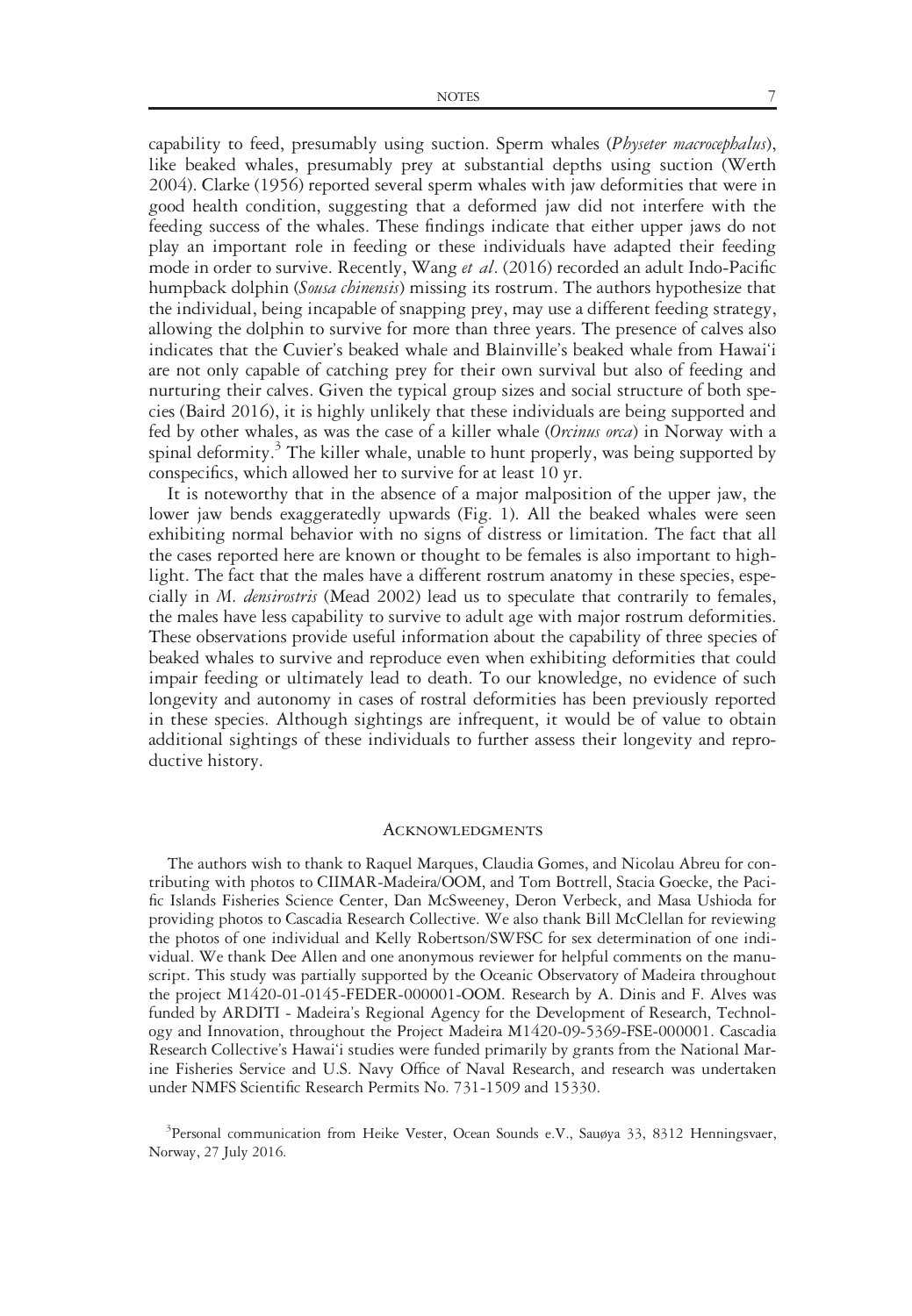capability to feed, presumably using suction. Sperm whales (*Physeter macrocephalus*), like beaked whales, presumably prey at substantial depths using suction (Werth 2004). Clarke (1956) reported several sperm whales with jaw deformities that were in good health condition, suggesting that a deformed jaw did not interfere with the feeding success of the whales. These findings indicate that either upper jaws do not play an important role in feeding or these individuals have adapted their feeding mode in order to survive. Recently, Wang *et al*. (2016) recorded an adult Indo-Pacific humpback dolphin (*Sousa chinensis*) missing its rostrum. The authors hypothesize that the individual, being incapable of snapping prey, may use a different feeding strategy, allowing the dolphin to survive for more than three years. The presence of calves also indicates that the Cuvier's beaked whale and Blainville's beaked whale from Hawai'i are not only capable of catching prey for their own survival but also of feeding and nurturing their calves. Given the typical group sizes and social structure of both species (Baird 2016), it is highly unlikely that these individuals are being supported and fed by other whales, as was the case of a killer whale (*Orcinus orca*) in Norway with a spinal deformity.[3] The killer whale, unable to hunt properly, was being supported by conspecifics, which allowed her to survive for at least 10 yr.

It is noteworthy that in the absence of a major malposition of the upper jaw, the lower jaw bends exaggeratedly upwards (Fig. 1). All the beaked whales were seen exhibiting normal behavior with no signs of distress or limitation. The fact that all the cases reported here are known or thought to be females is also important to highlight. The fact that the males have a different rostrum anatomy in these species, especially in *M. densirostris* (Mead 2002) lead us to speculate that contrarily to females, the males have less capability to survive to adult age with major rostrum deformities. These observations provide useful information about the capability of three species of beaked whales to survive and reproduce even when exhibiting deformities that could impair feeding or ultimately lead to death. To our knowledge, no evidence of such longevity and autonomy in cases of rostral deformities has been previously reported in these species. Although sightings are infrequent, it would be of value to obtain additional sightings of these individuals to further assess their longevity and reproductive history.

## Acknowledgments

The authors wish to thank to Raquel Marques, Claudia Gomes, and Nicolau Abreu for contributing with photos to CIIMAR-Madeira/OOM, and Tom Bottrell, Stacia Goecke, the Pacific Islands Fisheries Science Center, Dan McSweeney, Deron Verbeck, and Masa Ushioda for providing photos to Cascadia Research Collective. We also thank Bill McClellan for reviewing the photos of one individual and Kelly Robertson/SWFSC for sex determination of one individual. We thank Dee Allen and one anonymous reviewer for helpful comments on the manuscript. This study was partially supported by the Oceanic Observatory of Madeira throughout the project M1420-01-0145-FEDER-000001-OOM. Research by A. Dinis and F. Alves was funded by ARDITI - Madeira's Regional Agency for the Development of Research, Technology and Innovation, throughout the Project Madeira M1420-09-5369-FSE-000001. Cascadia Research Collective's Hawai'i studies were funded primarily by grants from the National Marine Fisheries Service and U.S. Navy Office of Naval Research, and research was undertaken under NMFS Scientific Research Permits No. 731-1509 and 15330.

[3]Personal communication from Heike Vester, Ocean Sounds e.V., Sauøya 33, 8312 Henningsvaer, Norway, 27 July 2016.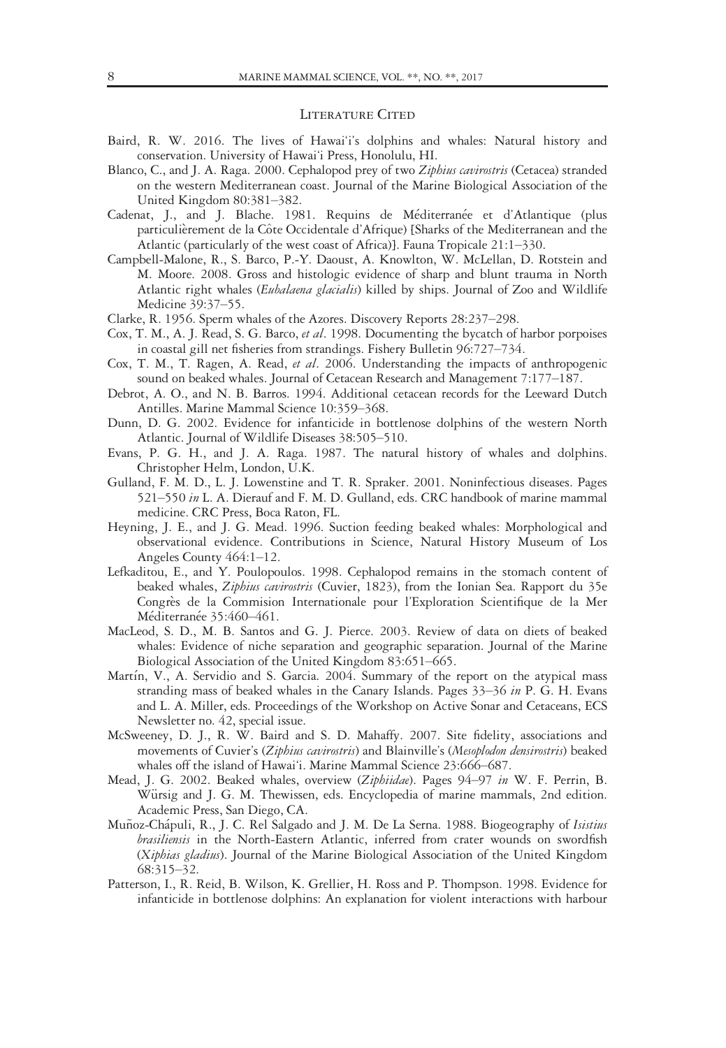## Literature Cited

Baird, R. W. 2016. The lives of Hawai'i's dolphins and whales: Natural history and conservation. University of Hawai'i Press, Honolulu, HI.

Blanco, C., and J. A. Raga. 2000. Cephalopod prey of two *Ziphius cavirostris* (Cetacea) stranded on the western Mediterranean coast. Journal of the Marine Biological Association of the United Kingdom 80:381–382.

Cadenat, J., and J. Blache. 1981. Requins de Méditerranée et d'Atlantique (plus particulièrement de la Côte Occidentale d'Afrique) [Sharks of the Mediterranean and the Atlantic (particularly of the west coast of Africa)]. Fauna Tropicale 21:1–330.

Campbell-Malone, R., S. Barco, P.-Y. Daoust, A. Knowlton, W. McLellan, D. Rotstein and M. Moore. 2008. Gross and histologic evidence of sharp and blunt trauma in North Atlantic right whales (*Eubalaena glacialis*) killed by ships. Journal of Zoo and Wildlife Medicine 39:37–55.

Clarke, R. 1956. Sperm whales of the Azores. Discovery Reports 28:237–298.

Cox, T. M., A. J. Read, S. G. Barco, *et al*. 1998. Documenting the bycatch of harbor porpoises in coastal gill net fisheries from strandings. Fishery Bulletin 96:727–734.

Cox, T. M., T. Ragen, A. Read, *et al*. 2006. Understanding the impacts of anthropogenic sound on beaked whales. Journal of Cetacean Research and Management 7:177–187.

Debrot, A. O., and N. B. Barros. 1994. Additional cetacean records for the Leeward Dutch Antilles. Marine Mammal Science 10:359–368.

Dunn, D. G. 2002. Evidence for infanticide in bottlenose dolphins of the western North Atlantic. Journal of Wildlife Diseases 38:505–510.

Evans, P. G. H., and J. A. Raga. 1987. The natural history of whales and dolphins. Christopher Helm, London, U.K.

Gulland, F. M. D., L. J. Lowenstine and T. R. Spraker. 2001. Noninfectious diseases. Pages 521–550 *in* L. A. Dierauf and F. M. D. Gulland, eds. CRC handbook of marine mammal medicine. CRC Press, Boca Raton, FL.

Heyning, J. E., and J. G. Mead. 1996. Suction feeding beaked whales: Morphological and observational evidence. Contributions in Science, Natural History Museum of Los Angeles County 464:1–12.

Lefkaditou, E., and Y. Poulopoulos. 1998. Cephalopod remains in the stomach content of beaked whales, *Ziphius cavirostris* (Cuvier, 1823), from the Ionian Sea. Rapport du 35e Congrès de la Commision Internationale pour l'Exploration Scientifique de la Mer Méditerranée 35:460–461.

MacLeod, S. D., M. B. Santos and G. J. Pierce. 2003. Review of data on diets of beaked whales: Evidence of niche separation and geographic separation. Journal of the Marine Biological Association of the United Kingdom 83:651–665.

Martín, V., A. Servidio and S. Garcia. 2004. Summary of the report on the atypical mass stranding mass of beaked whales in the Canary Islands. Pages 33–36 *in* P. G. H. Evans and L. A. Miller, eds. Proceedings of the Workshop on Active Sonar and Cetaceans, ECS Newsletter no. 42, special issue.

McSweeney, D. J., R. W. Baird and S. D. Mahaffy. 2007. Site fidelity, associations and movements of Cuvier's (*Ziphius cavirostris*) and Blainville's (*Mesoplodon densirostris*) beaked whales off the island of Hawai'i. Marine Mammal Science 23:666–687.

Mead, J. G. 2002. Beaked whales, overview (*Ziphiidae*). Pages 94–97 *in* W. F. Perrin, B. Würsig and J. G. M. Thewissen, eds. Encyclopedia of marine mammals, 2nd edition. Academic Press, San Diego, CA.

Muñoz-Chápuli, R., J. C. Rel Salgado and J. M. De La Serna. 1988. Biogeography of *Isistius brasiliensis* in the North-Eastern Atlantic, inferred from crater wounds on swordfish (*Xiphias gladius*). Journal of the Marine Biological Association of the United Kingdom 68:315–32.

Patterson, I., R. Reid, B. Wilson, K. Grellier, H. Ross and P. Thompson. 1998. Evidence for infanticide in bottlenose dolphins: An explanation for violent interactions with harbour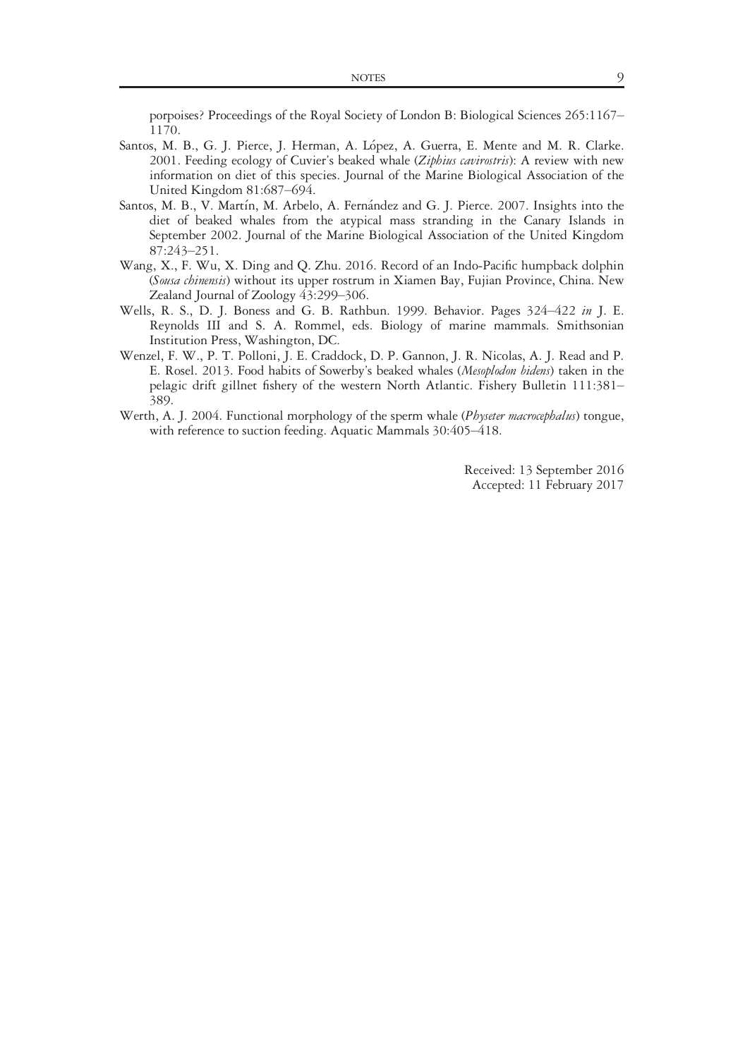porpoises? Proceedings of the Royal Society of London B: Biological Sciences 265:1167–1170.

Santos, M. B., G. J. Pierce, J. Herman, A. López, A. Guerra, E. Mente and M. R. Clarke. 2001. Feeding ecology of Cuvier's beaked whale (*Ziphius cavirostris*): A review with new information on diet of this species. Journal of the Marine Biological Association of the United Kingdom 81:687–694.

Santos, M. B., V. Martín, M. Arbelo, A. Fernández and G. J. Pierce. 2007. Insights into the diet of beaked whales from the atypical mass stranding in the Canary Islands in September 2002. Journal of the Marine Biological Association of the United Kingdom 87:243–251.

Wang, X., F. Wu, X. Ding and Q. Zhu. 2016. Record of an Indo-Pacific humpback dolphin (*Sousa chinensis*) without its upper rostrum in Xiamen Bay, Fujian Province, China. New Zealand Journal of Zoology 43:299–306.

Wells, R. S., D. J. Boness and G. B. Rathbun. 1999. Behavior. Pages 324–422 *in* J. E. Reynolds III and S. A. Rommel, eds. Biology of marine mammals. Smithsonian Institution Press, Washington, DC.

Wenzel, F. W., P. T. Polloni, J. E. Craddock, D. P. Gannon, J. R. Nicolas, A. J. Read and P. E. Rosel. 2013. Food habits of Sowerby's beaked whales (*Mesoplodon bidens*) taken in the pelagic drift gillnet fishery of the western North Atlantic. Fishery Bulletin 111:381–389.

Werth, A. J. 2004. Functional morphology of the sperm whale (*Physeter macrocephalus*) tongue, with reference to suction feeding. Aquatic Mammals 30:405–418.

Received: 13 September 2016
Accepted: 11 February 2017